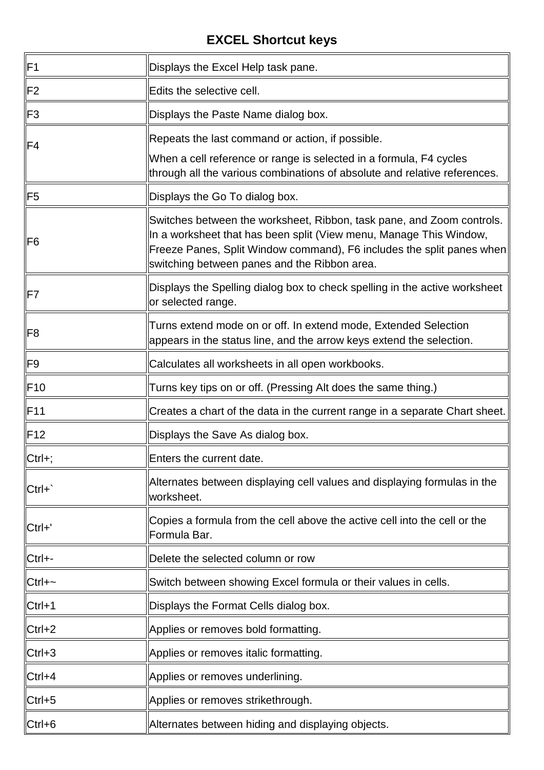# EXCEL Shortcut keys

| | |
|---|---|
| F1 | Displays the Excel Help task pane. |
| F2 | Edits the selective cell. |
| F3 | Displays the Paste Name dialog box. |
| F4 | Repeats the last command or action, if possible. When a cell reference or range is selected in a formula, F4 cycles through all the various combinations of absolute and relative references. |
| F5 | Displays the Go To dialog box. |
| F6 | Switches between the worksheet, Ribbon, task pane, and Zoom controls. In a worksheet that has been split (View menu, Manage This Window, Freeze Panes, Split Window command), F6 includes the split panes when switching between panes and the Ribbon area. |
| F7 | Displays the Spelling dialog box to check spelling in the active worksheet or selected range. |
| F8 | Turns extend mode on or off. In extend mode, Extended Selection appears in the status line, and the arrow keys extend the selection. |
| F9 | Calculates all worksheets in all open workbooks. |
| F10 | Turns key tips on or off. (Pressing Alt does the same thing.) |
| F11 | Creates a chart of the data in the current range in a separate Chart sheet. |
| F12 | Displays the Save As dialog box. |
| Ctrl+; | Enters the current date. |
| Ctrl+` | Alternates between displaying cell values and displaying formulas in the worksheet. |
| Ctrl+' | Copies a formula from the cell above the active cell into the cell or the Formula Bar. |
| Ctrl+- | Delete the selected column or row |
| Ctrl+~ | Switch between showing Excel formula or their values in cells. |
| Ctrl+1 | Displays the Format Cells dialog box. |
| Ctrl+2 | Applies or removes bold formatting. |
| Ctrl+3 | Applies or removes italic formatting. |
| Ctrl+4 | Applies or removes underlining. |
| Ctrl+5 | Applies or removes strikethrough. |
| Ctrl+6 | Alternates between hiding and displaying objects. |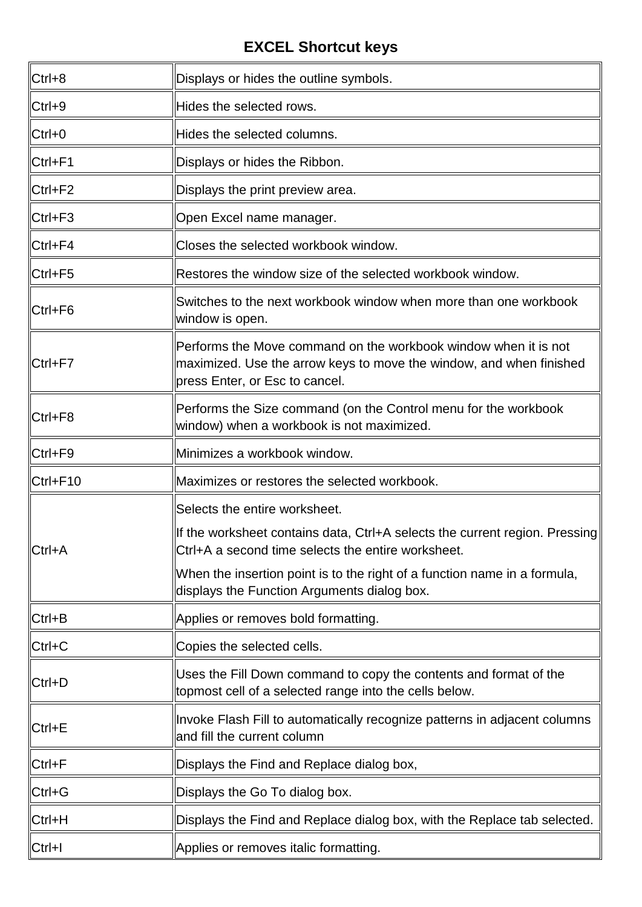## EXCEL Shortcut keys

| | |
|---|---|
| Ctrl+8 | Displays or hides the outline symbols. |
| Ctrl+9 | Hides the selected rows. |
| Ctrl+0 | Hides the selected columns. |
| Ctrl+F1 | Displays or hides the Ribbon. |
| Ctrl+F2 | Displays the print preview area. |
| Ctrl+F3 | Open Excel name manager. |
| Ctrl+F4 | Closes the selected workbook window. |
| Ctrl+F5 | Restores the window size of the selected workbook window. |
| Ctrl+F6 | Switches to the next workbook window when more than one workbook window is open. |
| Ctrl+F7 | Performs the Move command on the workbook window when it is not maximized. Use the arrow keys to move the window, and when finished press Enter, or Esc to cancel. |
| Ctrl+F8 | Performs the Size command (on the Control menu for the workbook window) when a workbook is not maximized. |
| Ctrl+F9 | Minimizes a workbook window. |
| Ctrl+F10 | Maximizes or restores the selected workbook. |
| Ctrl+A | Selects the entire worksheet. If the worksheet contains data, Ctrl+A selects the current region. Pressing Ctrl+A a second time selects the entire worksheet. When the insertion point is to the right of a function name in a formula, displays the Function Arguments dialog box. |
| Ctrl+B | Applies or removes bold formatting. |
| Ctrl+C | Copies the selected cells. |
| Ctrl+D | Uses the Fill Down command to copy the contents and format of the topmost cell of a selected range into the cells below. |
| Ctrl+E | Invoke Flash Fill to automatically recognize patterns in adjacent columns and fill the current column |
| Ctrl+F | Displays the Find and Replace dialog box, |
| Ctrl+G | Displays the Go To dialog box. |
| Ctrl+H | Displays the Find and Replace dialog box, with the Replace tab selected. |
| Ctrl+I | Applies or removes italic formatting. |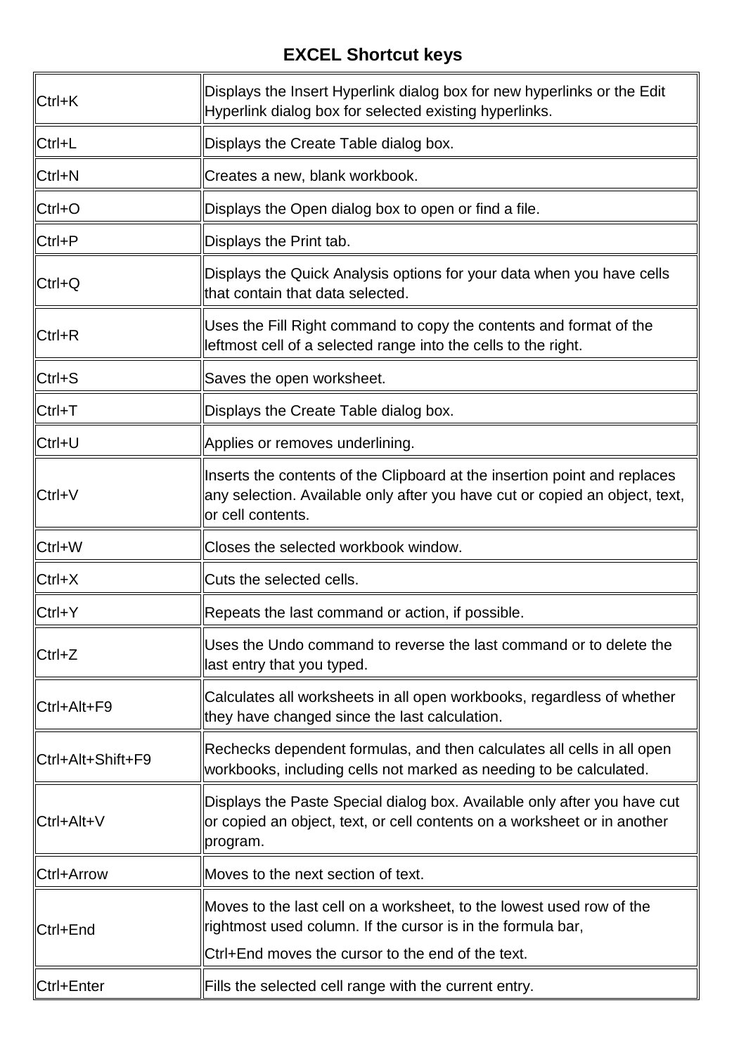# EXCEL Shortcut keys

| | |
|---|---|
| Ctrl+K | Displays the Insert Hyperlink dialog box for new hyperlinks or the Edit Hyperlink dialog box for selected existing hyperlinks. |
| Ctrl+L | Displays the Create Table dialog box. |
| Ctrl+N | Creates a new, blank workbook. |
| Ctrl+O | Displays the Open dialog box to open or find a file. |
| Ctrl+P | Displays the Print tab. |
| Ctrl+Q | Displays the Quick Analysis options for your data when you have cells that contain that data selected. |
| Ctrl+R | Uses the Fill Right command to copy the contents and format of the leftmost cell of a selected range into the cells to the right. |
| Ctrl+S | Saves the open worksheet. |
| Ctrl+T | Displays the Create Table dialog box. |
| Ctrl+U | Applies or removes underlining. |
| Ctrl+V | Inserts the contents of the Clipboard at the insertion point and replaces any selection. Available only after you have cut or copied an object, text, or cell contents. |
| Ctrl+W | Closes the selected workbook window. |
| Ctrl+X | Cuts the selected cells. |
| Ctrl+Y | Repeats the last command or action, if possible. |
| Ctrl+Z | Uses the Undo command to reverse the last command or to delete the last entry that you typed. |
| Ctrl+Alt+F9 | Calculates all worksheets in all open workbooks, regardless of whether they have changed since the last calculation. |
| Ctrl+Alt+Shift+F9 | Rechecks dependent formulas, and then calculates all cells in all open workbooks, including cells not marked as needing to be calculated. |
| Ctrl+Alt+V | Displays the Paste Special dialog box. Available only after you have cut or copied an object, text, or cell contents on a worksheet or in another program. |
| Ctrl+Arrow | Moves to the next section of text. |
| Ctrl+End | Moves to the last cell on a worksheet, to the lowest used row of the rightmost used column. If the cursor is in the formula bar, Ctrl+End moves the cursor to the end of the text. |
| Ctrl+Enter | Fills the selected cell range with the current entry. |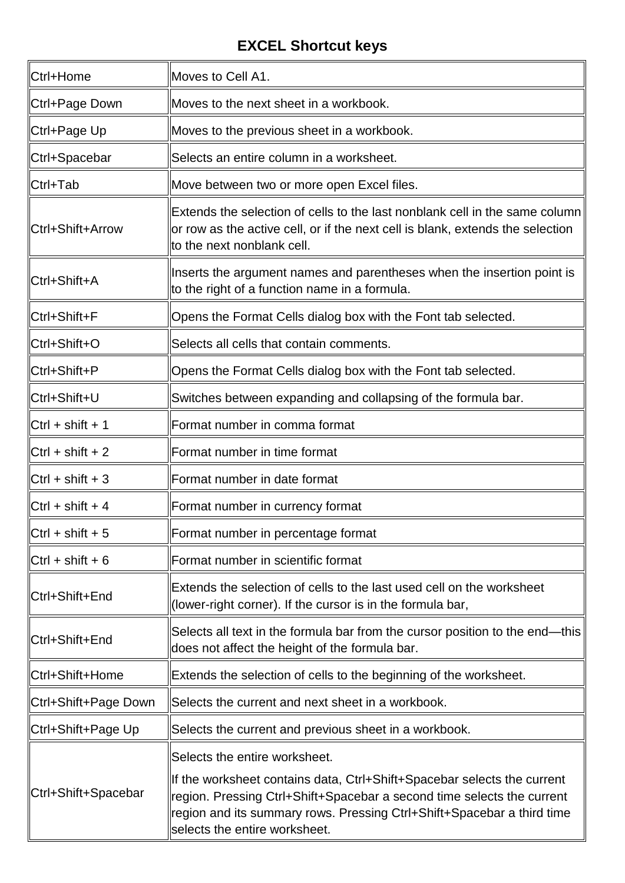**EXCEL Shortcut keys**

| Ctrl+Home | Moves to Cell A1. |
|---|---|
| Ctrl+Page Down | Moves to the next sheet in a workbook. |
| Ctrl+Page Up | Moves to the previous sheet in a workbook. |
| Ctrl+Spacebar | Selects an entire column in a worksheet. |
| Ctrl+Tab | Move between two or more open Excel files. |
| Ctrl+Shift+Arrow | Extends the selection of cells to the last nonblank cell in the same column or row as the active cell, or if the next cell is blank, extends the selection to the next nonblank cell. |
| Ctrl+Shift+A | Inserts the argument names and parentheses when the insertion point is to the right of a function name in a formula. |
| Ctrl+Shift+F | Opens the Format Cells dialog box with the Font tab selected. |
| Ctrl+Shift+O | Selects all cells that contain comments. |
| Ctrl+Shift+P | Opens the Format Cells dialog box with the Font tab selected. |
| Ctrl+Shift+U | Switches between expanding and collapsing of the formula bar. |
| Ctrl + shift + 1 | Format number in comma format |
| Ctrl + shift + 2 | Format number in time format |
| Ctrl + shift + 3 | Format number in date format |
| Ctrl + shift + 4 | Format number in currency format |
| Ctrl + shift + 5 | Format number in percentage format |
| Ctrl + shift + 6 | Format number in scientific format |
| Ctrl+Shift+End | Extends the selection of cells to the last used cell on the worksheet (lower-right corner). If the cursor is in the formula bar, |
| Ctrl+Shift+End | Selects all text in the formula bar from the cursor position to the end—this does not affect the height of the formula bar. |
| Ctrl+Shift+Home | Extends the selection of cells to the beginning of the worksheet. |
| Ctrl+Shift+Page Down | Selects the current and next sheet in a workbook. |
| Ctrl+Shift+Page Up | Selects the current and previous sheet in a workbook. |
| Ctrl+Shift+Spacebar | Selects the entire worksheet. If the worksheet contains data, Ctrl+Shift+Spacebar selects the current region. Pressing Ctrl+Shift+Spacebar a second time selects the current region and its summary rows. Pressing Ctrl+Shift+Spacebar a third time selects the entire worksheet. |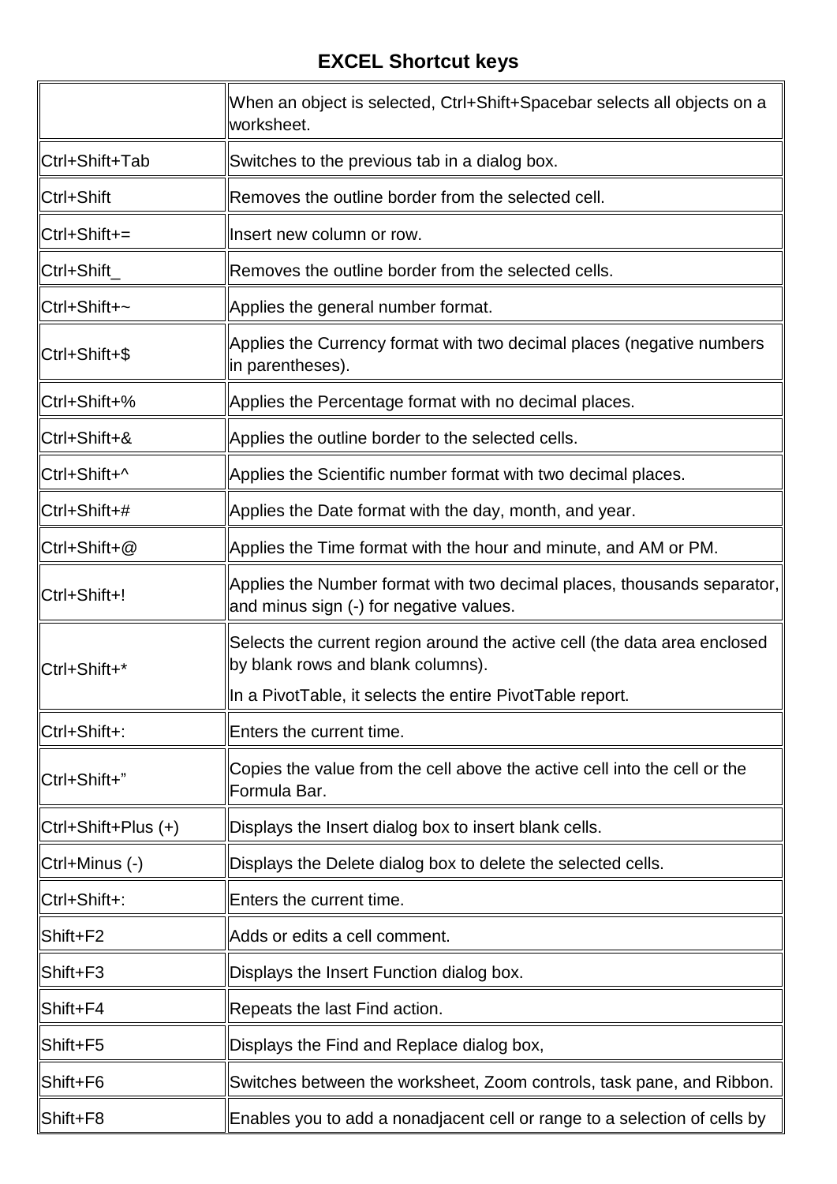## EXCEL Shortcut keys

| | When an object is selected, Ctrl+Shift+Spacebar selects all objects on a worksheet. |
|---|---|
| Ctrl+Shift+Tab | Switches to the previous tab in a dialog box. |
| Ctrl+Shift | Removes the outline border from the selected cell. |
| Ctrl+Shift+= | Insert new column or row. |
| Ctrl+Shift_ | Removes the outline border from the selected cells. |
| Ctrl+Shift+~ | Applies the general number format. |
| Ctrl+Shift+$ | Applies the Currency format with two decimal places (negative numbers in parentheses). |
| Ctrl+Shift+% | Applies the Percentage format with no decimal places. |
| Ctrl+Shift+& | Applies the outline border to the selected cells. |
| Ctrl+Shift+^ | Applies the Scientific number format with two decimal places. |
| Ctrl+Shift+# | Applies the Date format with the day, month, and year. |
| Ctrl+Shift+@ | Applies the Time format with the hour and minute, and AM or PM. |
| Ctrl+Shift+! | Applies the Number format with two decimal places, thousands separator, and minus sign (-) for negative values. |
| Ctrl+Shift+* | Selects the current region around the active cell (the data area enclosed by blank rows and blank columns).<br>In a PivotTable, it selects the entire PivotTable report. |
| Ctrl+Shift+: | Enters the current time. |
| Ctrl+Shift+” | Copies the value from the cell above the active cell into the cell or the Formula Bar. |
| Ctrl+Shift+Plus (+) | Displays the Insert dialog box to insert blank cells. |
| Ctrl+Minus (-) | Displays the Delete dialog box to delete the selected cells. |
| Ctrl+Shift+: | Enters the current time. |
| Shift+F2 | Adds or edits a cell comment. |
| Shift+F3 | Displays the Insert Function dialog box. |
| Shift+F4 | Repeats the last Find action. |
| Shift+F5 | Displays the Find and Replace dialog box, |
| Shift+F6 | Switches between the worksheet, Zoom controls, task pane, and Ribbon. |
| Shift+F8 | Enables you to add a nonadjacent cell or range to a selection of cells by |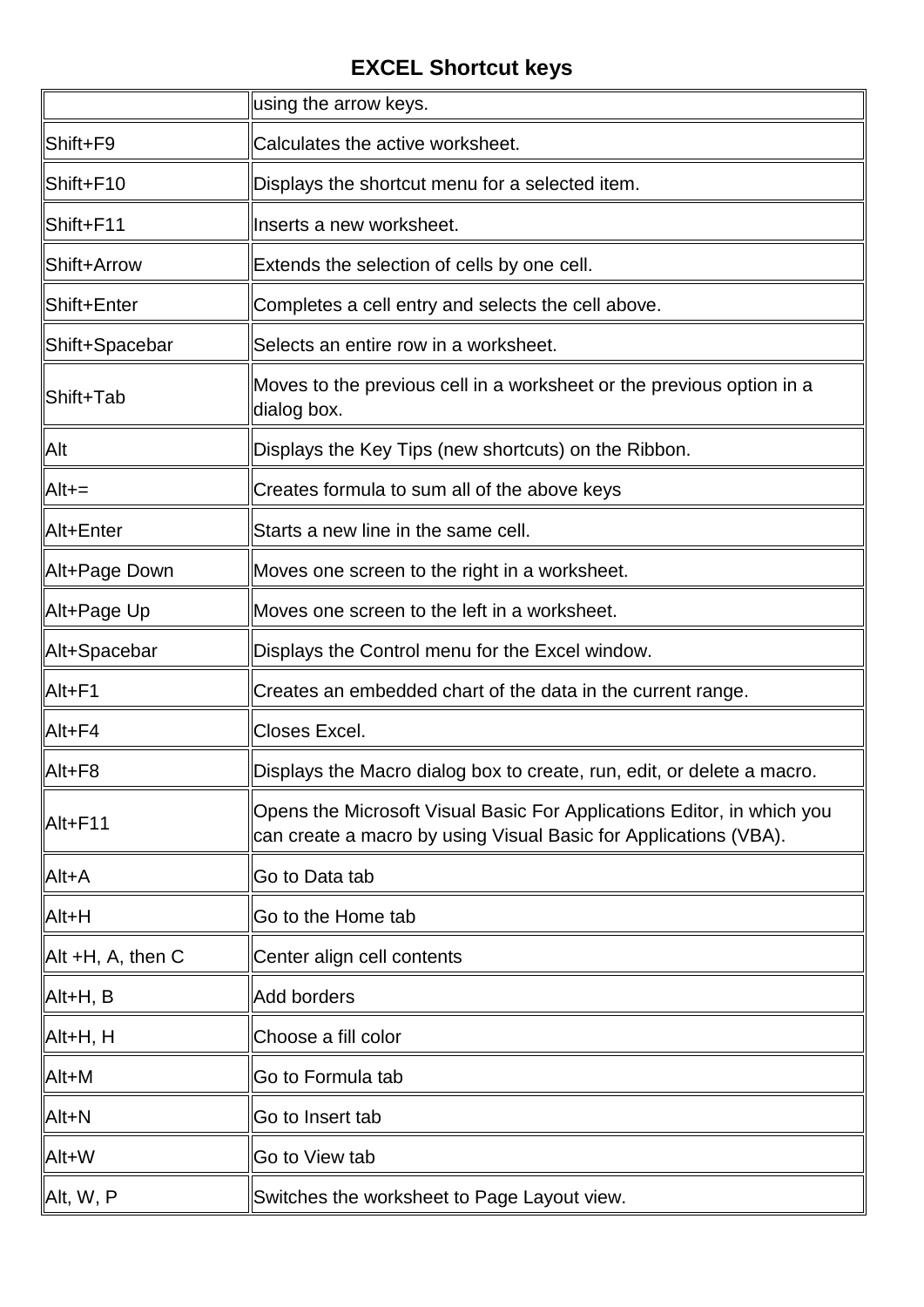# EXCEL Shortcut keys

| | using the arrow keys. |
|---|---|
| Shift+F9 | Calculates the active worksheet. |
| Shift+F10 | Displays the shortcut menu for a selected item. |
| Shift+F11 | Inserts a new worksheet. |
| Shift+Arrow | Extends the selection of cells by one cell. |
| Shift+Enter | Completes a cell entry and selects the cell above. |
| Shift+Spacebar | Selects an entire row in a worksheet. |
| Shift+Tab | Moves to the previous cell in a worksheet or the previous option in a dialog box. |
| Alt | Displays the Key Tips (new shortcuts) on the Ribbon. |
| Alt+= | Creates formula to sum all of the above keys |
| Alt+Enter | Starts a new line in the same cell. |
| Alt+Page Down | Moves one screen to the right in a worksheet. |
| Alt+Page Up | Moves one screen to the left in a worksheet. |
| Alt+Spacebar | Displays the Control menu for the Excel window. |
| Alt+F1 | Creates an embedded chart of the data in the current range. |
| Alt+F4 | Closes Excel. |
| Alt+F8 | Displays the Macro dialog box to create, run, edit, or delete a macro. |
| Alt+F11 | Opens the Microsoft Visual Basic For Applications Editor, in which you can create a macro by using Visual Basic for Applications (VBA). |
| Alt+A | Go to Data tab |
| Alt+H | Go to the Home tab |
| Alt +H, A, then C | Center align cell contents |
| Alt+H, B | Add borders |
| Alt+H, H | Choose a fill color |
| Alt+M | Go to Formula tab |
| Alt+N | Go to Insert tab |
| Alt+W | Go to View tab |
| Alt, W, P | Switches the worksheet to Page Layout view. |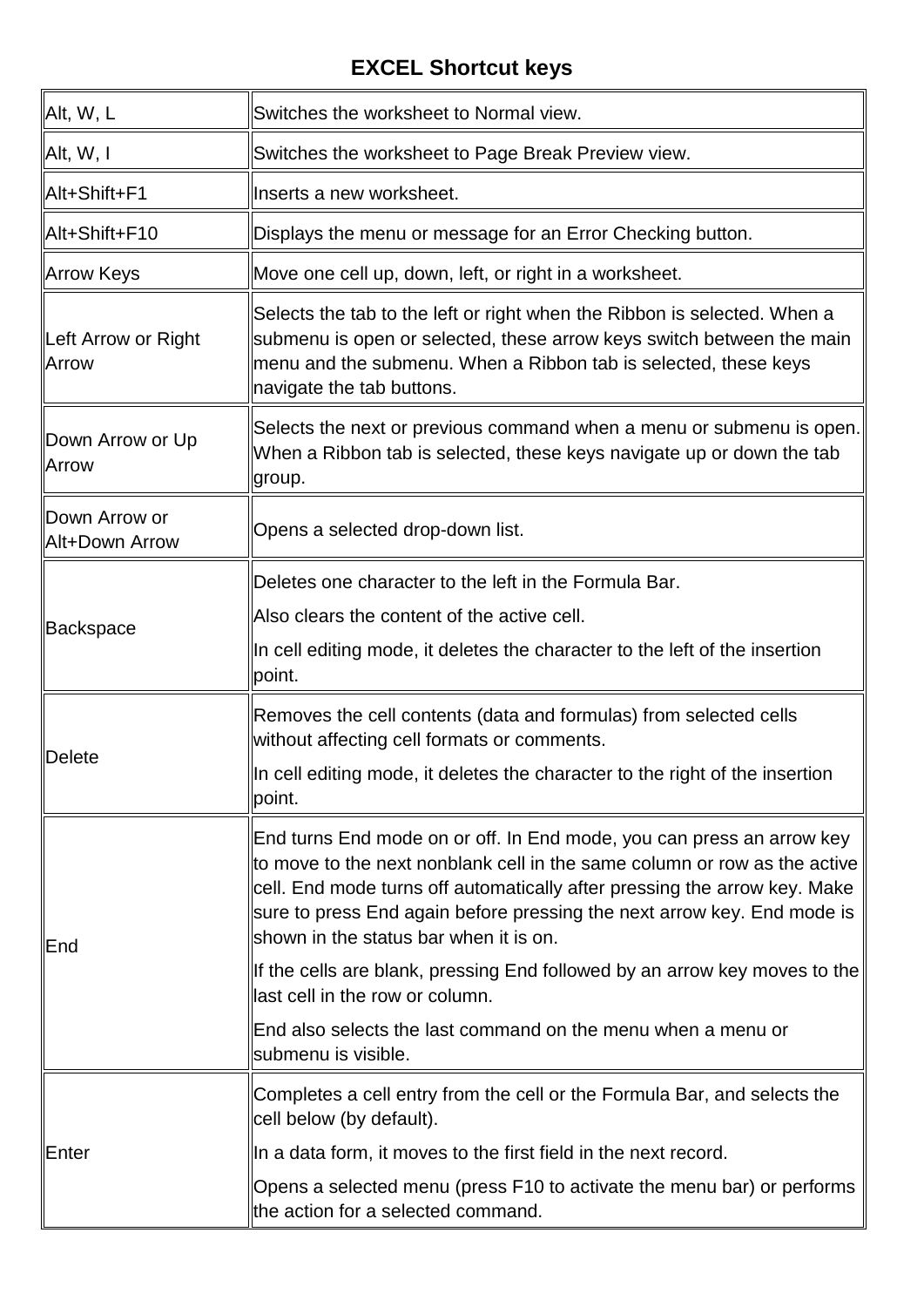# EXCEL Shortcut keys

| | |
|---|---|
| Alt, W, L | Switches the worksheet to Normal view. |
| Alt, W, I | Switches the worksheet to Page Break Preview view. |
| Alt+Shift+F1 | Inserts a new worksheet. |
| Alt+Shift+F10 | Displays the menu or message for an Error Checking button. |
| Arrow Keys | Move one cell up, down, left, or right in a worksheet. |
| Left Arrow or Right Arrow | Selects the tab to the left or right when the Ribbon is selected. When a submenu is open or selected, these arrow keys switch between the main menu and the submenu. When a Ribbon tab is selected, these keys navigate the tab buttons. |
| Down Arrow or Up Arrow | Selects the next or previous command when a menu or submenu is open. When a Ribbon tab is selected, these keys navigate up or down the tab group. |
| Down Arrow or Alt+Down Arrow | Opens a selected drop-down list. |
| Backspace | Deletes one character to the left in the Formula Bar.<br>Also clears the content of the active cell.<br>In cell editing mode, it deletes the character to the left of the insertion point. |
| Delete | Removes the cell contents (data and formulas) from selected cells without affecting cell formats or comments.<br>In cell editing mode, it deletes the character to the right of the insertion point. |
| End | End turns End mode on or off. In End mode, you can press an arrow key to move to the next nonblank cell in the same column or row as the active cell. End mode turns off automatically after pressing the arrow key. Make sure to press End again before pressing the next arrow key. End mode is shown in the status bar when it is on.<br>If the cells are blank, pressing End followed by an arrow key moves to the last cell in the row or column.<br>End also selects the last command on the menu when a menu or submenu is visible. |
| Enter | Completes a cell entry from the cell or the Formula Bar, and selects the cell below (by default).<br>In a data form, it moves to the first field in the next record.<br>Opens a selected menu (press F10 to activate the menu bar) or performs the action for a selected command. |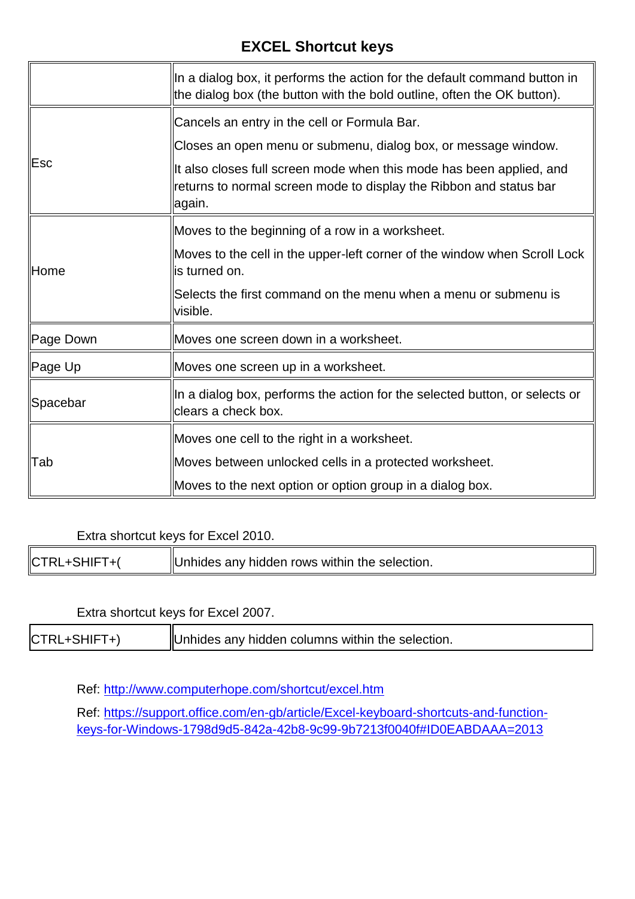## EXCEL Shortcut keys

| | |
|---|---|
| | In a dialog box, it performs the action for the default command button in the dialog box (the button with the bold outline, often the OK button). |
| Esc | Cancels an entry in the cell or Formula Bar.<br><br>Closes an open menu or submenu, dialog box, or message window.<br><br>It also closes full screen mode when this mode has been applied, and returns to normal screen mode to display the Ribbon and status bar again. |
| Home | Moves to the beginning of a row in a worksheet.<br><br>Moves to the cell in the upper-left corner of the window when Scroll Lock is turned on.<br><br>Selects the first command on the menu when a menu or submenu is visible. |
| Page Down | Moves one screen down in a worksheet. |
| Page Up | Moves one screen up in a worksheet. |
| Spacebar | In a dialog box, performs the action for the selected button, or selects or clears a check box. |
| Tab | Moves one cell to the right in a worksheet.<br><br>Moves between unlocked cells in a protected worksheet.<br><br>Moves to the next option or option group in a dialog box. |

Extra shortcut keys for Excel 2010.

| | |
|---|---|
| CTRL+SHIFT+( | Unhides any hidden rows within the selection. |

Extra shortcut keys for Excel 2007.

| | |
|---|---|
| CTRL+SHIFT+) | Unhides any hidden columns within the selection. |

Ref: http://www.computerhope.com/shortcut/excel.htm

Ref: https://support.office.com/en-gb/article/Excel-keyboard-shortcuts-and-function-keys-for-Windows-1798d9d5-842a-42b8-9c99-9b7213f0040f#ID0EABDAAA=2013